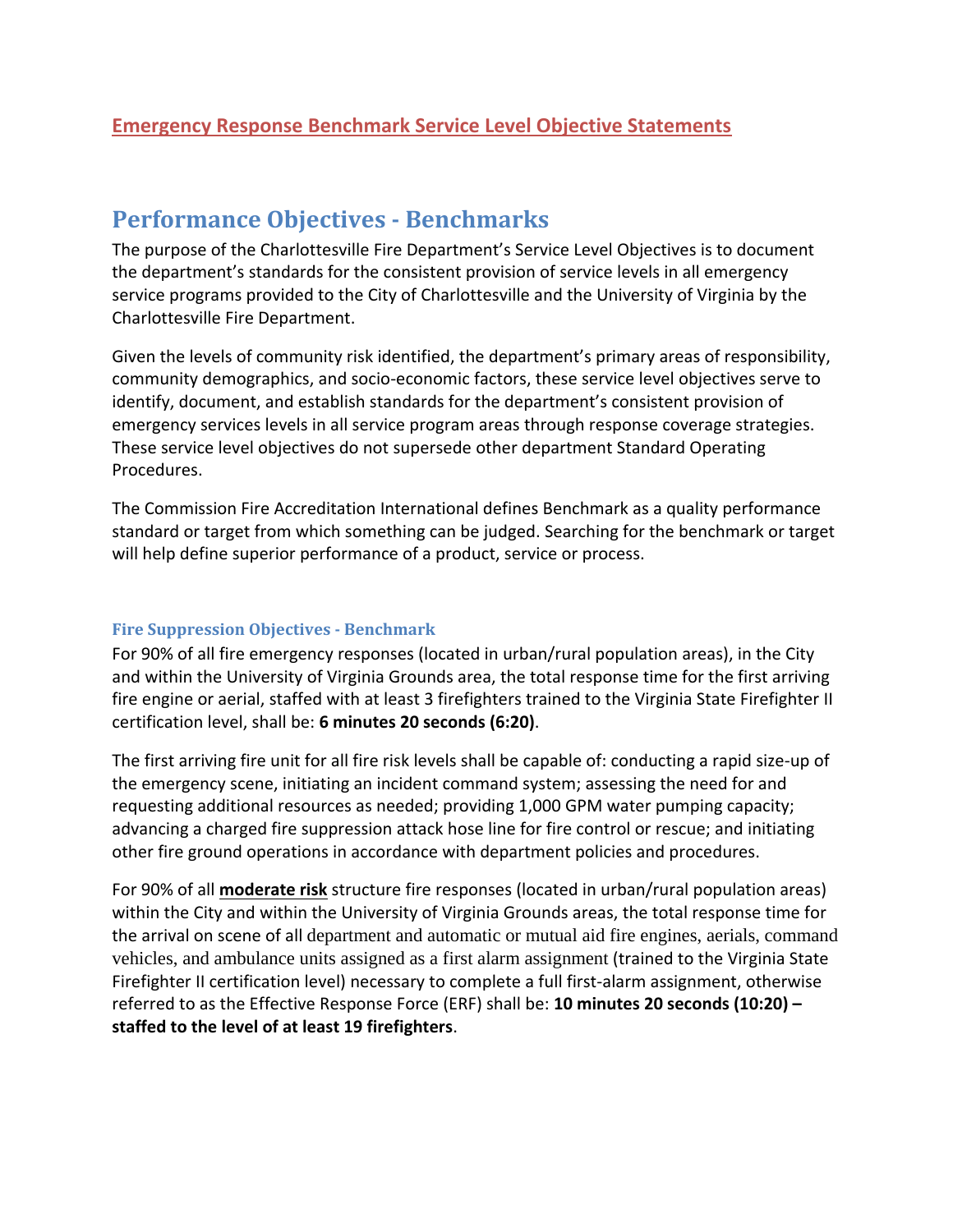# Emergency Response Benchmark Service Level Objective Statements

## Performance Objectives - Benchmarks

The purpose of the Charlottesville Fire Department's Service Level Objectives is to document the department's standards for the consistent provision of service levels in all emergency service programs provided to the City of Charlottesville and the University of Virginia by the Charlottesville Fire Department.

Given the levels of community risk identified, the department's primary areas of responsibility, community demographics, and socio-economic factors, these service level objectives serve to identify, document, and establish standards for the department's consistent provision of emergency services levels in all service program areas through response coverage strategies. These service level objectives do not supersede other department Standard Operating Procedures.

The Commission Fire Accreditation International defines Benchmark as a quality performance standard or target from which something can be judged. Searching for the benchmark or target will help define superior performance of a product, service or process.

### Fire Suppression Objectives - Benchmark

For 90% of all fire emergency responses (located in urban/rural population areas), in the City and within the University of Virginia Grounds area, the total response time for the first arriving fire engine or aerial, staffed with at least 3 firefighters trained to the Virginia State Firefighter II certification level, shall be: **6 minutes 20 seconds (6:20)**.

The first arriving fire unit for all fire risk levels shall be capable of: conducting a rapid size-up of the emergency scene, initiating an incident command system; assessing the need for and requesting additional resources as needed; providing 1,000 GPM water pumping capacity; advancing a charged fire suppression attack hose line for fire control or rescue; and initiating other fire ground operations in accordance with department policies and procedures.

For 90% of all **moderate risk** structure fire responses (located in urban/rural population areas) within the City and within the University of Virginia Grounds areas, the total response time for the arrival on scene of all department and automatic or mutual aid fire engines, aerials, command vehicles, and ambulance units assigned as a first alarm assignment (trained to the Virginia State Firefighter II certification level) necessary to complete a full first-alarm assignment, otherwise referred to as the Effective Response Force (ERF) shall be: **10 minutes 20 seconds (10:20) – staffed to the level of at least 19 firefighters**.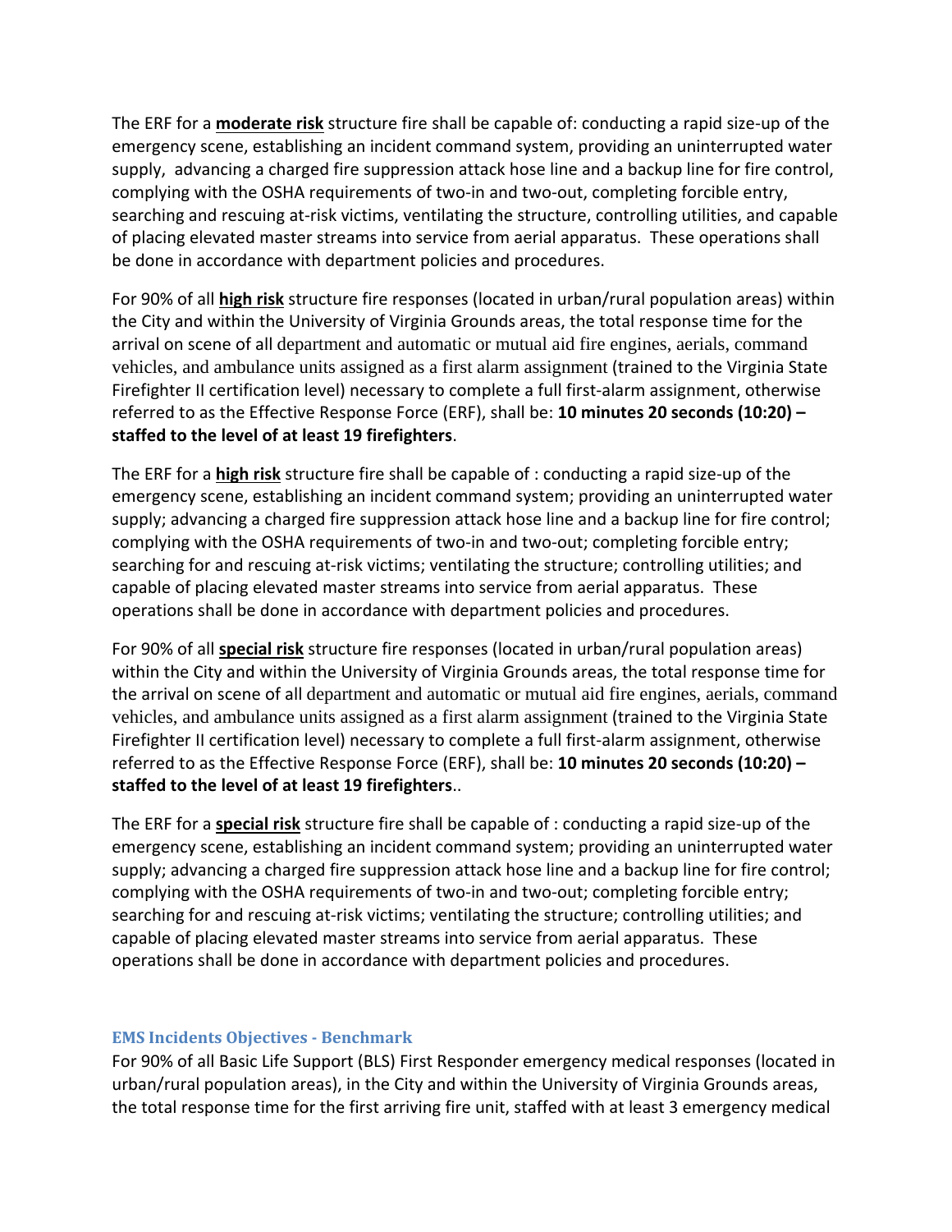The ERF for a **moderate risk** structure fire shall be capable of: conducting a rapid size-up of the emergency scene, establishing an incident command system, providing an uninterrupted water supply, advancing a charged fire suppression attack hose line and a backup line for fire control, complying with the OSHA requirements of two-in and two-out, completing forcible entry, searching and rescuing at-risk victims, ventilating the structure, controlling utilities, and capable of placing elevated master streams into service from aerial apparatus. These operations shall be done in accordance with department policies and procedures.

For 90% of all **high risk** structure fire responses (located in urban/rural population areas) within the City and within the University of Virginia Grounds areas, the total response time for the arrival on scene of all department and automatic or mutual aid fire engines, aerials, command vehicles, and ambulance units assigned as a first alarm assignment (trained to the Virginia State Firefighter II certification level) necessary to complete a full first-alarm assignment, otherwise referred to as the Effective Response Force (ERF), shall be: **10 minutes 20 seconds (10:20) – staffed to the level of at least 19 firefighters**.

The ERF for a **high risk** structure fire shall be capable of : conducting a rapid size-up of the emergency scene, establishing an incident command system; providing an uninterrupted water supply; advancing a charged fire suppression attack hose line and a backup line for fire control; complying with the OSHA requirements of two-in and two-out; completing forcible entry; searching for and rescuing at-risk victims; ventilating the structure; controlling utilities; and capable of placing elevated master streams into service from aerial apparatus. These operations shall be done in accordance with department policies and procedures.

For 90% of all **special risk** structure fire responses (located in urban/rural population areas) within the City and within the University of Virginia Grounds areas, the total response time for the arrival on scene of all department and automatic or mutual aid fire engines, aerials, command vehicles, and ambulance units assigned as a first alarm assignment (trained to the Virginia State Firefighter II certification level) necessary to complete a full first-alarm assignment, otherwise referred to as the Effective Response Force (ERF), shall be: **10 minutes 20 seconds (10:20) – staffed to the level of at least 19 firefighters**..

The ERF for a **special risk** structure fire shall be capable of : conducting a rapid size-up of the emergency scene, establishing an incident command system; providing an uninterrupted water supply; advancing a charged fire suppression attack hose line and a backup line for fire control; complying with the OSHA requirements of two-in and two-out; completing forcible entry; searching for and rescuing at-risk victims; ventilating the structure; controlling utilities; and capable of placing elevated master streams into service from aerial apparatus. These operations shall be done in accordance with department policies and procedures.

### EMS Incidents Objectives - Benchmark

For 90% of all Basic Life Support (BLS) First Responder emergency medical responses (located in urban/rural population areas), in the City and within the University of Virginia Grounds areas, the total response time for the first arriving fire unit, staffed with at least 3 emergency medical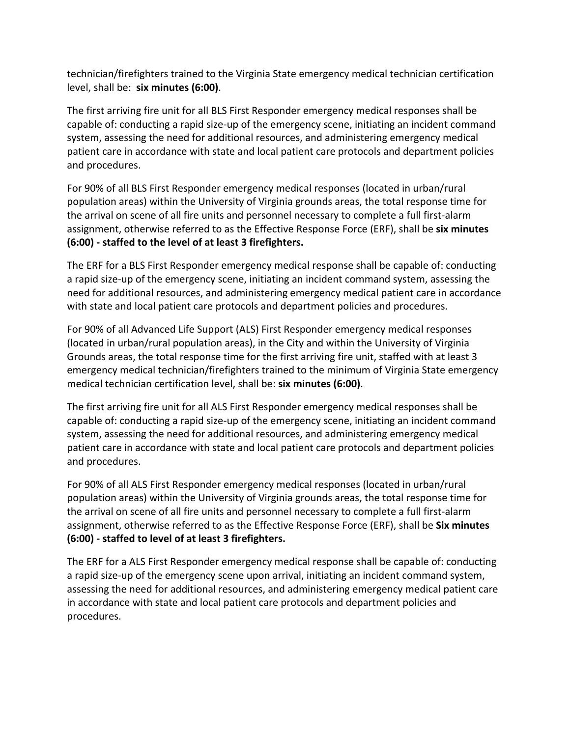technician/firefighters trained to the Virginia State emergency medical technician certification level, shall be: **six minutes (6:00)**.

The first arriving fire unit for all BLS First Responder emergency medical responses shall be capable of: conducting a rapid size-up of the emergency scene, initiating an incident command system, assessing the need for additional resources, and administering emergency medical patient care in accordance with state and local patient care protocols and department policies and procedures.

For 90% of all BLS First Responder emergency medical responses (located in urban/rural population areas) within the University of Virginia grounds areas, the total response time for the arrival on scene of all fire units and personnel necessary to complete a full first-alarm assignment, otherwise referred to as the Effective Response Force (ERF), shall be **six minutes (6:00) - staffed to the level of at least 3 firefighters.**

The ERF for a BLS First Responder emergency medical response shall be capable of: conducting a rapid size-up of the emergency scene, initiating an incident command system, assessing the need for additional resources, and administering emergency medical patient care in accordance with state and local patient care protocols and department policies and procedures.

For 90% of all Advanced Life Support (ALS) First Responder emergency medical responses (located in urban/rural population areas), in the City and within the University of Virginia Grounds areas, the total response time for the first arriving fire unit, staffed with at least 3 emergency medical technician/firefighters trained to the minimum of Virginia State emergency medical technician certification level, shall be: **six minutes (6:00)**.

The first arriving fire unit for all ALS First Responder emergency medical responses shall be capable of: conducting a rapid size-up of the emergency scene, initiating an incident command system, assessing the need for additional resources, and administering emergency medical patient care in accordance with state and local patient care protocols and department policies and procedures.

For 90% of all ALS First Responder emergency medical responses (located in urban/rural population areas) within the University of Virginia grounds areas, the total response time for the arrival on scene of all fire units and personnel necessary to complete a full first-alarm assignment, otherwise referred to as the Effective Response Force (ERF), shall be **Six minutes (6:00) - staffed to level of at least 3 firefighters.**

The ERF for a ALS First Responder emergency medical response shall be capable of: conducting a rapid size-up of the emergency scene upon arrival, initiating an incident command system, assessing the need for additional resources, and administering emergency medical patient care in accordance with state and local patient care protocols and department policies and procedures.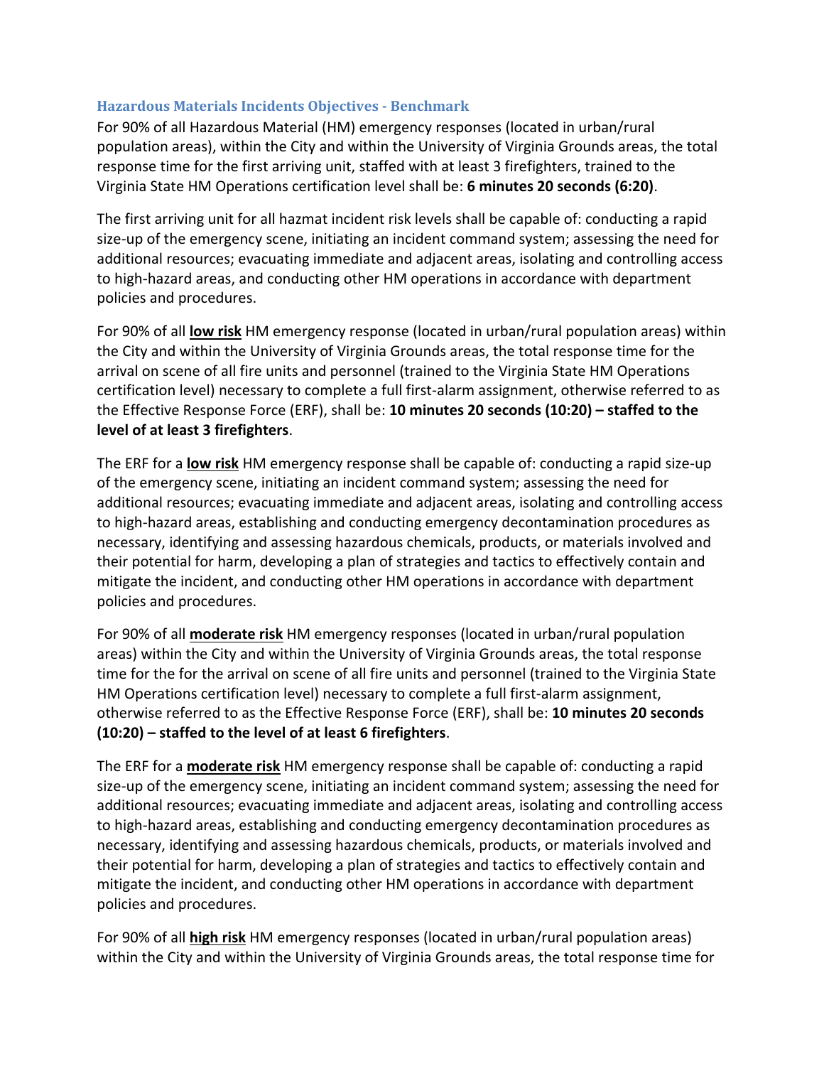### Hazardous Materials Incidents Objectives - Benchmark

For 90% of all Hazardous Material (HM) emergency responses (located in urban/rural population areas), within the City and within the University of Virginia Grounds areas, the total response time for the first arriving unit, staffed with at least 3 firefighters, trained to the Virginia State HM Operations certification level shall be: **6 minutes 20 seconds (6:20)**.

The first arriving unit for all hazmat incident risk levels shall be capable of: conducting a rapid size-up of the emergency scene, initiating an incident command system; assessing the need for additional resources; evacuating immediate and adjacent areas, isolating and controlling access to high-hazard areas, and conducting other HM operations in accordance with department policies and procedures.

For 90% of all **low risk** HM emergency response (located in urban/rural population areas) within the City and within the University of Virginia Grounds areas, the total response time for the arrival on scene of all fire units and personnel (trained to the Virginia State HM Operations certification level) necessary to complete a full first-alarm assignment, otherwise referred to as the Effective Response Force (ERF), shall be: **10 minutes 20 seconds (10:20) – staffed to the level of at least 3 firefighters**.

The ERF for a **low risk** HM emergency response shall be capable of: conducting a rapid size-up of the emergency scene, initiating an incident command system; assessing the need for additional resources; evacuating immediate and adjacent areas, isolating and controlling access to high-hazard areas, establishing and conducting emergency decontamination procedures as necessary, identifying and assessing hazardous chemicals, products, or materials involved and their potential for harm, developing a plan of strategies and tactics to effectively contain and mitigate the incident, and conducting other HM operations in accordance with department policies and procedures.

For 90% of all **moderate risk** HM emergency responses (located in urban/rural population areas) within the City and within the University of Virginia Grounds areas, the total response time for the for the arrival on scene of all fire units and personnel (trained to the Virginia State HM Operations certification level) necessary to complete a full first-alarm assignment, otherwise referred to as the Effective Response Force (ERF), shall be: **10 minutes 20 seconds (10:20) – staffed to the level of at least 6 firefighters**.

The ERF for a **moderate risk** HM emergency response shall be capable of: conducting a rapid size-up of the emergency scene, initiating an incident command system; assessing the need for additional resources; evacuating immediate and adjacent areas, isolating and controlling access to high-hazard areas, establishing and conducting emergency decontamination procedures as necessary, identifying and assessing hazardous chemicals, products, or materials involved and their potential for harm, developing a plan of strategies and tactics to effectively contain and mitigate the incident, and conducting other HM operations in accordance with department policies and procedures.

For 90% of all **high risk** HM emergency responses (located in urban/rural population areas) within the City and within the University of Virginia Grounds areas, the total response time for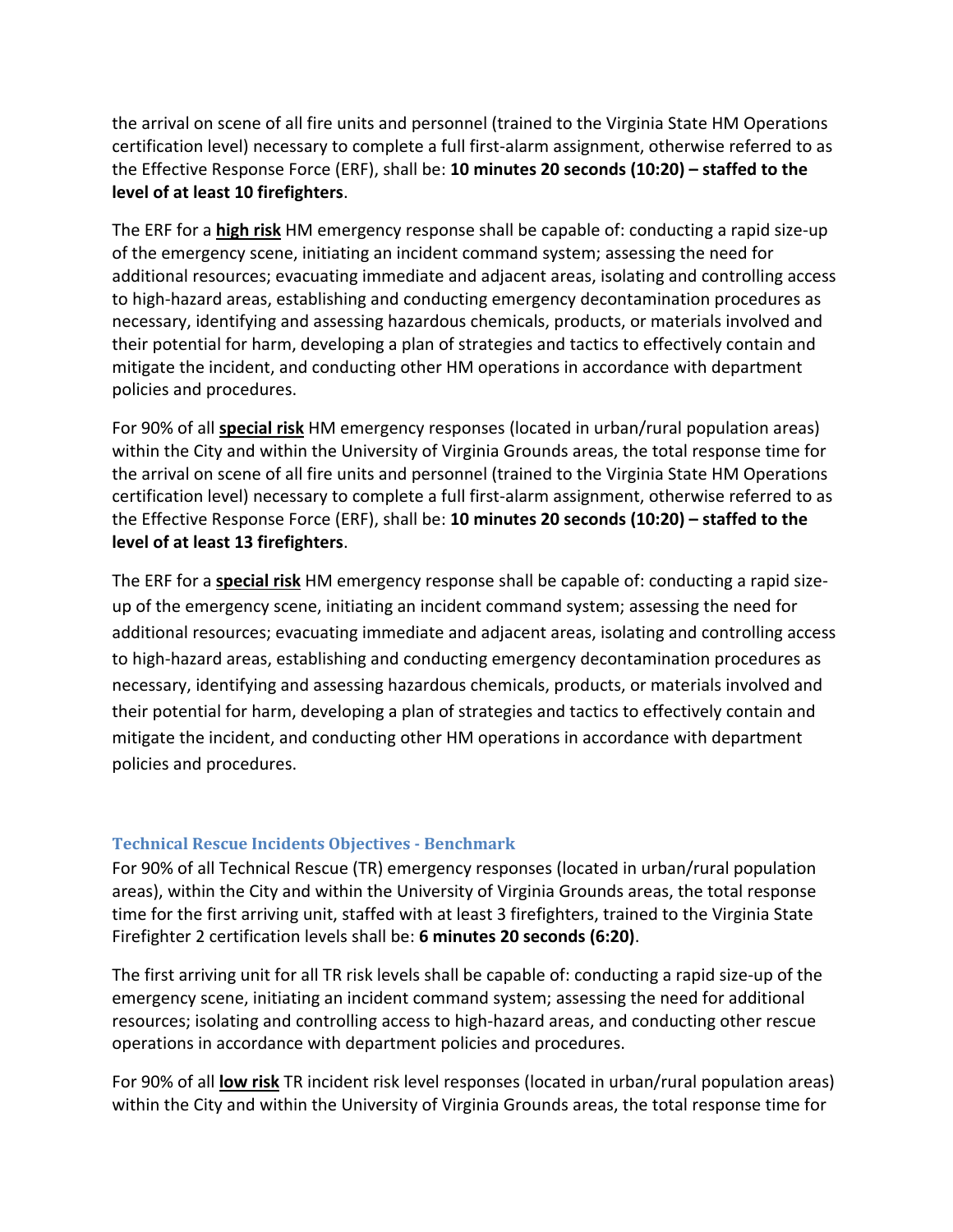the arrival on scene of all fire units and personnel (trained to the Virginia State HM Operations certification level) necessary to complete a full first-alarm assignment, otherwise referred to as the Effective Response Force (ERF), shall be: **10 minutes 20 seconds (10:20) – staffed to the level of at least 10 firefighters**.

The ERF for a **high risk** HM emergency response shall be capable of: conducting a rapid size-up of the emergency scene, initiating an incident command system; assessing the need for additional resources; evacuating immediate and adjacent areas, isolating and controlling access to high-hazard areas, establishing and conducting emergency decontamination procedures as necessary, identifying and assessing hazardous chemicals, products, or materials involved and their potential for harm, developing a plan of strategies and tactics to effectively contain and mitigate the incident, and conducting other HM operations in accordance with department policies and procedures.

For 90% of all **special risk** HM emergency responses (located in urban/rural population areas) within the City and within the University of Virginia Grounds areas, the total response time for the arrival on scene of all fire units and personnel (trained to the Virginia State HM Operations certification level) necessary to complete a full first-alarm assignment, otherwise referred to as the Effective Response Force (ERF), shall be: **10 minutes 20 seconds (10:20) – staffed to the level of at least 13 firefighters**.

The ERF for a **special risk** HM emergency response shall be capable of: conducting a rapid size-up of the emergency scene, initiating an incident command system; assessing the need for additional resources; evacuating immediate and adjacent areas, isolating and controlling access to high-hazard areas, establishing and conducting emergency decontamination procedures as necessary, identifying and assessing hazardous chemicals, products, or materials involved and their potential for harm, developing a plan of strategies and tactics to effectively contain and mitigate the incident, and conducting other HM operations in accordance with department policies and procedures.

### Technical Rescue Incidents Objectives - Benchmark

For 90% of all Technical Rescue (TR) emergency responses (located in urban/rural population areas), within the City and within the University of Virginia Grounds areas, the total response time for the first arriving unit, staffed with at least 3 firefighters, trained to the Virginia State Firefighter 2 certification levels shall be: **6 minutes 20 seconds (6:20)**.

The first arriving unit for all TR risk levels shall be capable of: conducting a rapid size-up of the emergency scene, initiating an incident command system; assessing the need for additional resources; isolating and controlling access to high-hazard areas, and conducting other rescue operations in accordance with department policies and procedures.

For 90% of all **low risk** TR incident risk level responses (located in urban/rural population areas) within the City and within the University of Virginia Grounds areas, the total response time for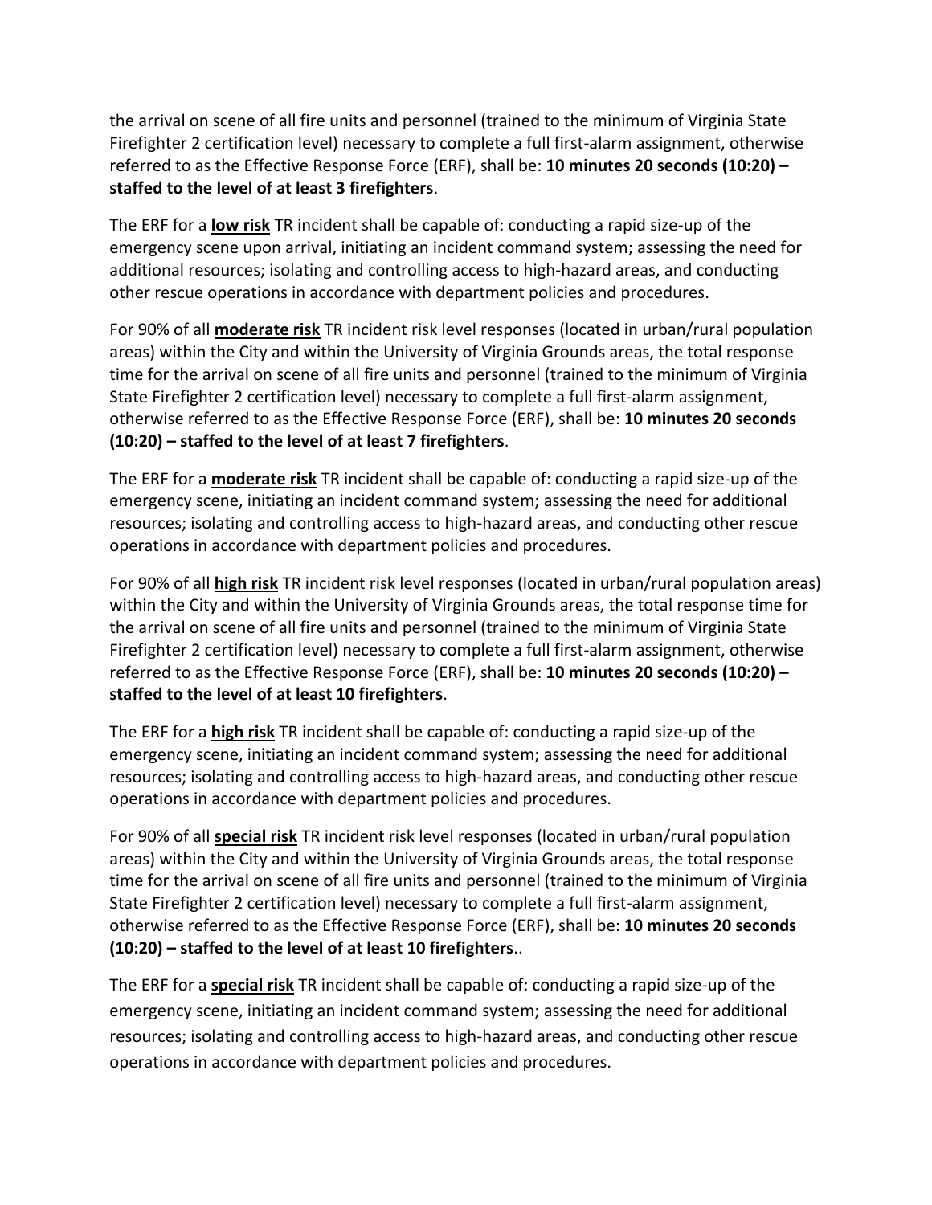the arrival on scene of all fire units and personnel (trained to the minimum of Virginia State Firefighter 2 certification level) necessary to complete a full first-alarm assignment, otherwise referred to as the Effective Response Force (ERF), shall be: **10 minutes 20 seconds (10:20) – staffed to the level of at least 3 firefighters**.

The ERF for a **low risk** TR incident shall be capable of: conducting a rapid size-up of the emergency scene upon arrival, initiating an incident command system; assessing the need for additional resources; isolating and controlling access to high-hazard areas, and conducting other rescue operations in accordance with department policies and procedures.

For 90% of all **moderate risk** TR incident risk level responses (located in urban/rural population areas) within the City and within the University of Virginia Grounds areas, the total response time for the arrival on scene of all fire units and personnel (trained to the minimum of Virginia State Firefighter 2 certification level) necessary to complete a full first-alarm assignment, otherwise referred to as the Effective Response Force (ERF), shall be: **10 minutes 20 seconds (10:20) – staffed to the level of at least 7 firefighters**.

The ERF for a **moderate risk** TR incident shall be capable of: conducting a rapid size-up of the emergency scene, initiating an incident command system; assessing the need for additional resources; isolating and controlling access to high-hazard areas, and conducting other rescue operations in accordance with department policies and procedures.

For 90% of all **high risk** TR incident risk level responses (located in urban/rural population areas) within the City and within the University of Virginia Grounds areas, the total response time for the arrival on scene of all fire units and personnel (trained to the minimum of Virginia State Firefighter 2 certification level) necessary to complete a full first-alarm assignment, otherwise referred to as the Effective Response Force (ERF), shall be: **10 minutes 20 seconds (10:20) – staffed to the level of at least 10 firefighters**.

The ERF for a **high risk** TR incident shall be capable of: conducting a rapid size-up of the emergency scene, initiating an incident command system; assessing the need for additional resources; isolating and controlling access to high-hazard areas, and conducting other rescue operations in accordance with department policies and procedures.

For 90% of all **special risk** TR incident risk level responses (located in urban/rural population areas) within the City and within the University of Virginia Grounds areas, the total response time for the arrival on scene of all fire units and personnel (trained to the minimum of Virginia State Firefighter 2 certification level) necessary to complete a full first-alarm assignment, otherwise referred to as the Effective Response Force (ERF), shall be: **10 minutes 20 seconds (10:20) – staffed to the level of at least 10 firefighters**..

The ERF for a **special risk** TR incident shall be capable of: conducting a rapid size-up of the emergency scene, initiating an incident command system; assessing the need for additional resources; isolating and controlling access to high-hazard areas, and conducting other rescue operations in accordance with department policies and procedures.